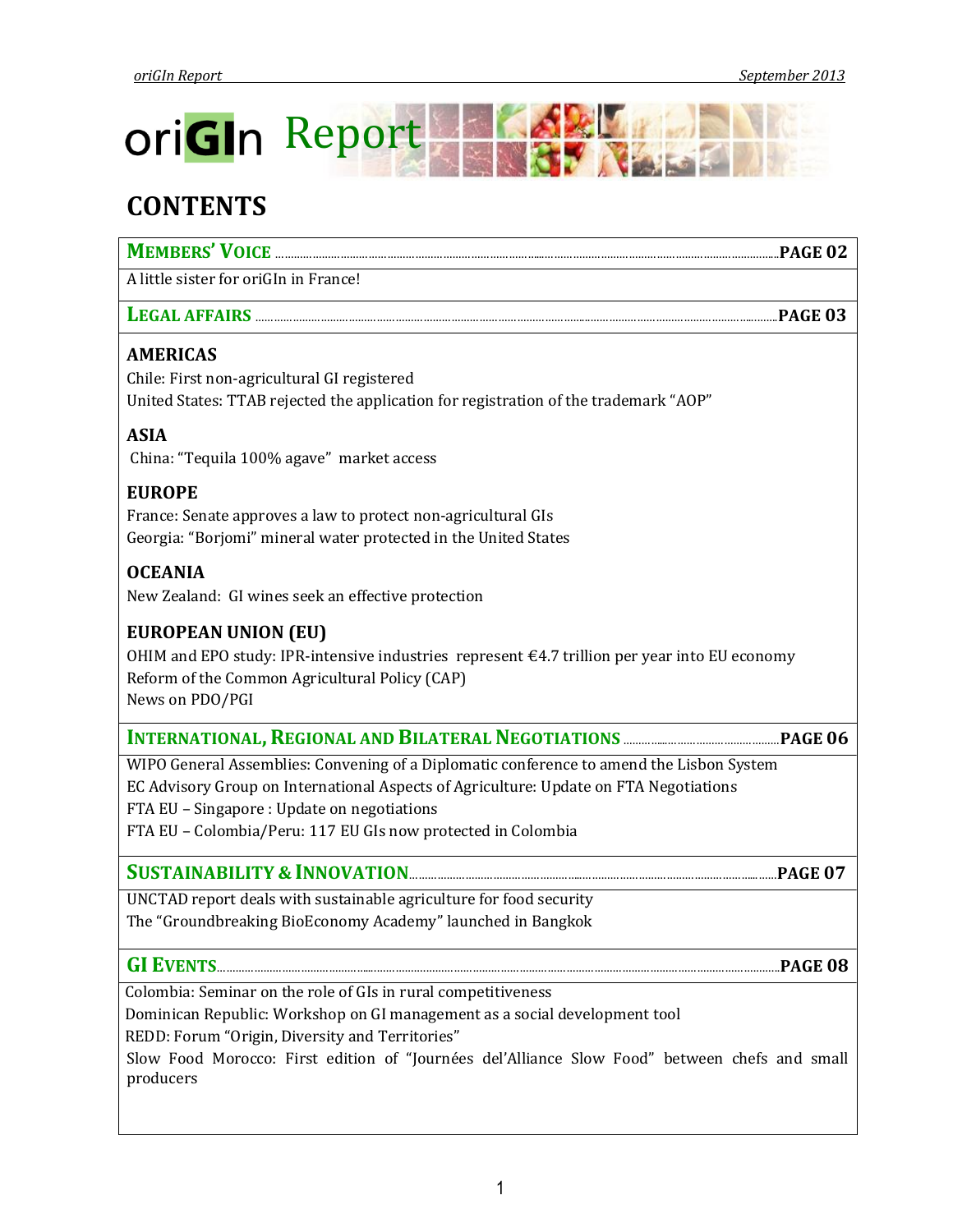# oriGIn Report

## CONTENTS

**MEMBERS' VOICE** .................... **PAGE 02**

A little sister for oriGIn in France!

**LEGAL AFFAIRS** .................... **PAGE 03**

### AMERICAS

Chile: First non-agricultural GI registered
United States: TTAB rejected the application for registration of the trademark "AOP"

### ASIA

China: "Tequila 100% agave" market access

### EUROPE

France: Senate approves a law to protect non-agricultural GIs
Georgia: "Borjomi" mineral water protected in the United States

### OCEANIA

New Zealand: GI wines seek an effective protection

### EUROPEAN UNION (EU)

OHIM and EPO study: IPR-intensive industries represent €4.7 trillion per year into EU economy
Reform of the Common Agricultural Policy (CAP)
News on PDO/PGI

**INTERNATIONAL, REGIONAL AND BILATERAL NEGOTIATIONS** .................... **PAGE 06**

WIPO General Assemblies: Convening of a Diplomatic conference to amend the Lisbon System
EC Advisory Group on International Aspects of Agriculture: Update on FTA Negotiations
FTA EU – Singapore : Update on negotiations
FTA EU – Colombia/Peru: 117 EU GIs now protected in Colombia

**SUSTAINABILITY & INNOVATION** .................... **PAGE 07**

UNCTAD report deals with sustainable agriculture for food security
The "Groundbreaking BioEconomy Academy" launched in Bangkok

**GI EVENTS** .................... **PAGE 08**

Colombia: Seminar on the role of GIs in rural competitiveness
Dominican Republic: Workshop on GI management as a social development tool
REDD: Forum "Origin, Diversity and Territories"
Slow Food Morocco: First edition of "Journées del'Alliance Slow Food" between chefs and small producers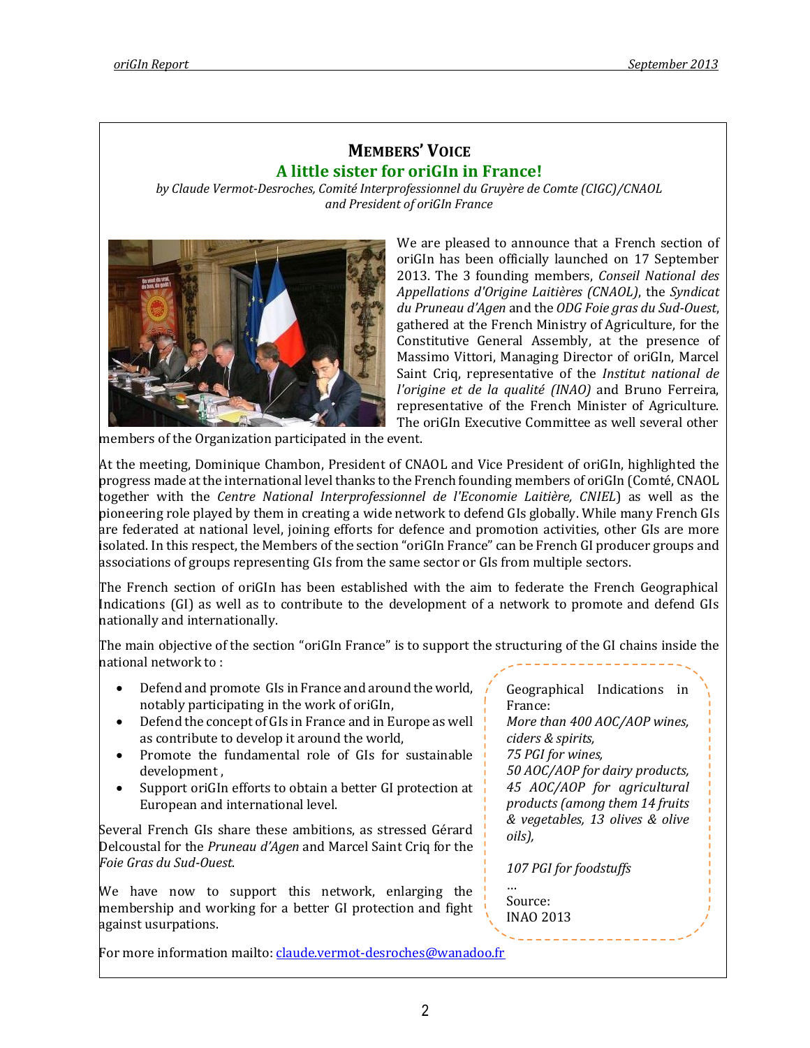## Members' Voice

### A little sister for oriGIn in France!

*by Claude Vermot-Desroches, Comité Interprofessionnel du Gruyère de Comte (CIGC)/CNAOL and President of oriGIn France*

We are pleased to announce that a French section of oriGIn has been officially launched on 17 September 2013. The 3 founding members, *Conseil National des Appellations d'Origine Laitières (CNAOL)*, the *Syndicat du Pruneau d'Agen* and the *ODG Foie gras du Sud-Ouest*, gathered at the French Ministry of Agriculture, for the Constitutive General Assembly, at the presence of Massimo Vittori, Managing Director of oriGIn, Marcel Saint Criq, representative of the *Institut national de l'origine et de la qualité (INAO)* and Bruno Ferreira, representative of the French Minister of Agriculture. The oriGIn Executive Committee as well several other members of the Organization participated in the event.

At the meeting, Dominique Chambon, President of CNAOL and Vice President of oriGIn, highlighted the progress made at the international level thanks to the French founding members of oriGIn (Comté, CNAOL together with the *Centre National Interprofessionnel de l'Economie Laitière, CNIEL*) as well as the pioneering role played by them in creating a wide network to defend GIs globally. While many French GIs are federated at national level, joining efforts for defence and promotion activities, other GIs are more isolated. In this respect, the Members of the section "oriGIn France" can be French GI producer groups and associations of groups representing GIs from the same sector or GIs from multiple sectors.

The French section of oriGIn has been established with the aim to federate the French Geographical Indications (GI) as well as to contribute to the development of a network to promote and defend GIs nationally and internationally.

The main objective of the section "oriGIn France" is to support the structuring of the GI chains inside the national network to :

- Defend and promote GIs in France and around the world, notably participating in the work of oriGIn,
- Defend the concept of GIs in France and in Europe as well as contribute to develop it around the world,
- Promote the fundamental role of GIs for sustainable development ,
- Support oriGIn efforts to obtain a better GI protection at European and international level.

Several French GIs share these ambitions, as stressed Gérard Delcoustal for the *Pruneau d'Agen* and Marcel Saint Criq for the *Foie Gras du Sud-Ouest.*

We have now to support this network, enlarging the membership and working for a better GI protection and fight against usurpations.

Geographical Indications in France:
*More than 400 AOC/AOP wines, ciders & spirits,*
*75 PGI for wines,*
*50 AOC/AOP for dairy products,*
*45 AOC/AOP for agricultural products (among them 14 fruits & vegetables, 13 olives & olive oils),*

*107 PGI for foodstuffs*

…
Source:
INAO 2013

For more information mailto: claude.vermot-desroches@wanadoo.fr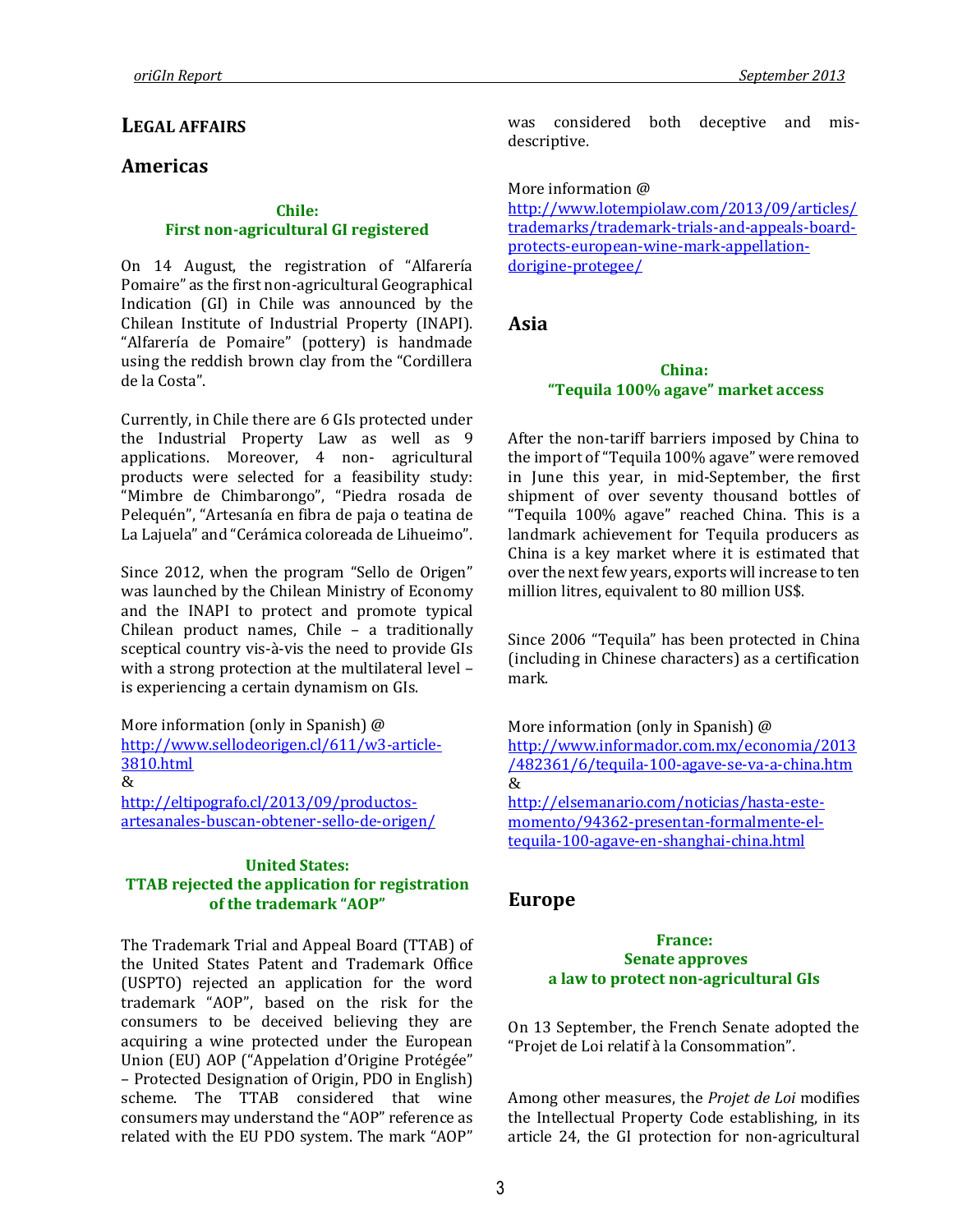## LEGAL AFFAIRS

## Americas

### Chile: First non-agricultural GI registered

On 14 August, the registration of "Alfarería Pomaire" as the first non-agricultural Geographical Indication (GI) in Chile was announced by the Chilean Institute of Industrial Property (INAPI). "Alfarería de Pomaire" (pottery) is handmade using the reddish brown clay from the "Cordillera de la Costa".

Currently, in Chile there are 6 GIs protected under the Industrial Property Law as well as 9 applications. Moreover, 4 non- agricultural products were selected for a feasibility study: "Mimbre de Chimbarongo", "Piedra rosada de Pelequén", "Artesanía en fibra de paja o teatina de La Lajuela" and "Cerámica coloreada de Lihueimo".

Since 2012, when the program "Sello de Origen" was launched by the Chilean Ministry of Economy and the INAPI to protect and promote typical Chilean product names, Chile – a traditionally sceptical country vis-à-vis the need to provide GIs with a strong protection at the multilateral level – is experiencing a certain dynamism on GIs.

More information (only in Spanish) @
http://www.sellodeorigen.cl/611/w3-article-3810.html
&
http://eltipografo.cl/2013/09/productos-artesanales-buscan-obtener-sello-de-origen/

### United States: TTAB rejected the application for registration of the trademark "AOP"

The Trademark Trial and Appeal Board (TTAB) of the United States Patent and Trademark Office (USPTO) rejected an application for the word trademark "AOP", based on the risk for the consumers to be deceived believing they are acquiring a wine protected under the European Union (EU) AOP ("Appelation d'Origine Protégée" – Protected Designation of Origin, PDO in English) scheme. The TTAB considered that wine consumers may understand the "AOP" reference as related with the EU PDO system. The mark "AOP" was considered both deceptive and mis-descriptive.

More information @
http://www.lotempiolaw.com/2013/09/articles/trademarks/trademark-trials-and-appeals-board-protects-european-wine-mark-appellation-dorigine-protegee/

## Asia

### China: "Tequila 100% agave" market access

After the non-tariff barriers imposed by China to the import of "Tequila 100% agave" were removed in June this year, in mid-September, the first shipment of over seventy thousand bottles of "Tequila 100% agave" reached China. This is a landmark achievement for Tequila producers as China is a key market where it is estimated that over the next few years, exports will increase to ten million litres, equivalent to 80 million US$.

Since 2006 "Tequila" has been protected in China (including in Chinese characters) as a certification mark.

More information (only in Spanish) @
http://www.informador.com.mx/economia/2013/482361/6/tequila-100-agave-se-va-a-china.htm
&
http://elsemanario.com/noticias/hasta-este-momento/94362-presentan-formalmente-el-tequila-100-agave-en-shanghai-china.html

## Europe

### France: Senate approves a law to protect non-agricultural GIs

On 13 September, the French Senate adopted the "Projet de Loi relatif à la Consommation".

Among other measures, the *Projet de Loi* modifies the Intellectual Property Code establishing, in its article 24, the GI protection for non-agricultural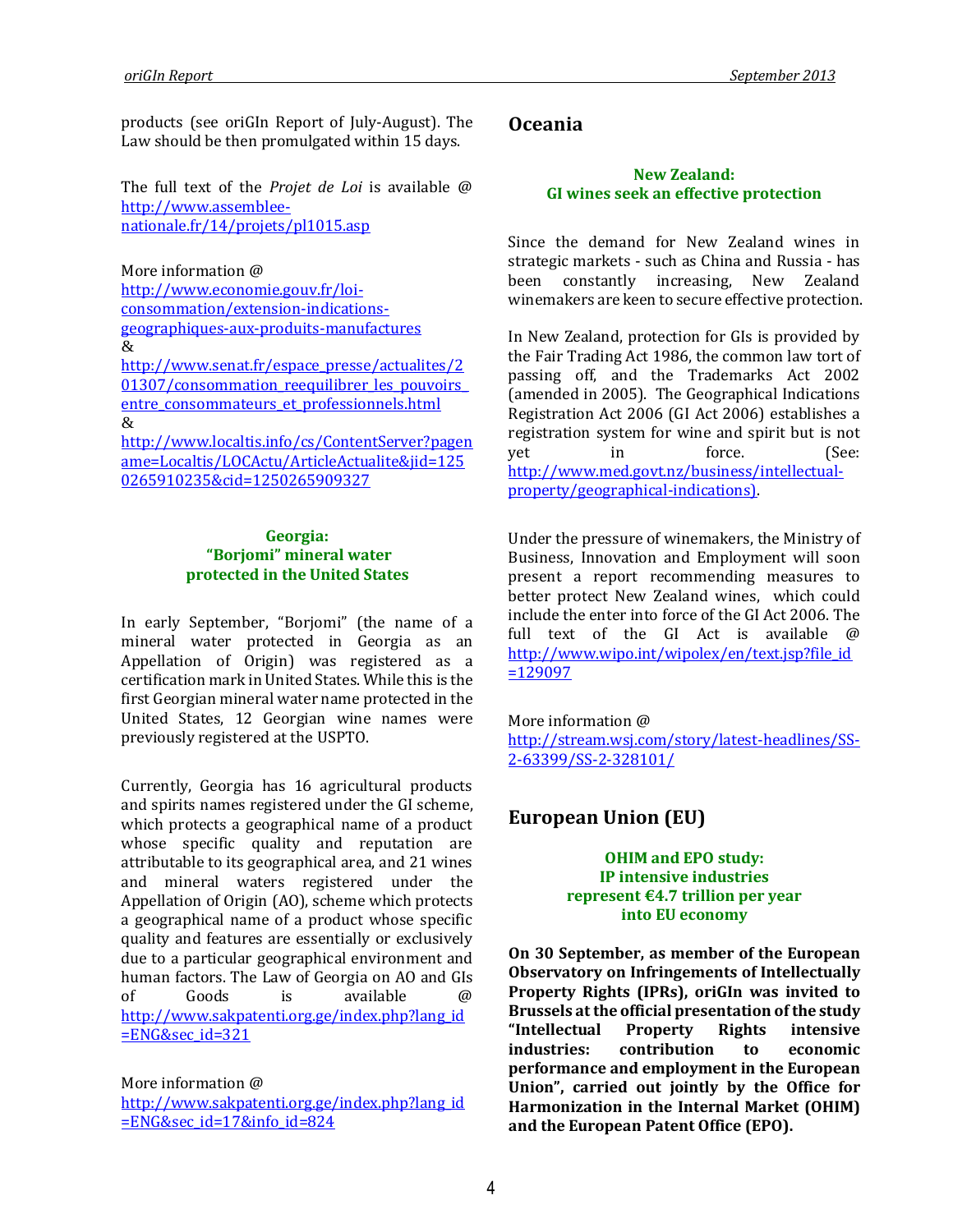products (see oriGIn Report of July-August). The Law should be then promulgated within 15 days.

The full text of the *Projet de Loi* is available @ http://www.assemblee-nationale.fr/14/projets/pl1015.asp

More information @
http://www.economie.gouv.fr/loi-consommation/extension-indications-geographiques-aux-produits-manufactures
&
http://www.senat.fr/espace_presse/actualites/201307/consommation_reequilibrer_les_pouvoirs_entre_consommateurs_et_professionnels.html
&
http://www.localtis.info/cs/ContentServer?pagename=Localtis/LOCActu/ArticleActualite&jid=1250265910235&cid=1250265909327

### Georgia: "Borjomi" mineral water protected in the United States

In early September, "Borjomi" (the name of a mineral water protected in Georgia as an Appellation of Origin) was registered as a certification mark in United States. While this is the first Georgian mineral water name protected in the United States, 12 Georgian wine names were previously registered at the USPTO.

Currently, Georgia has 16 agricultural products and spirits names registered under the GI scheme, which protects a geographical name of a product whose specific quality and reputation are attributable to its geographical area, and 21 wines and mineral waters registered under the Appellation of Origin (AO), scheme which protects a geographical name of a product whose specific quality and features are essentially or exclusively due to a particular geographical environment and human factors. The Law of Georgia on AO and GIs of Goods is available @ http://www.sakpatenti.org.ge/index.php?lang_id=ENG&sec_id=321

More information @
http://www.sakpatenti.org.ge/index.php?lang_id=ENG&sec_id=17&info_id=824

## Oceania

### New Zealand: GI wines seek an effective protection

Since the demand for New Zealand wines in strategic markets - such as China and Russia - has been constantly increasing, New Zealand winemakers are keen to secure effective protection.

In New Zealand, protection for GIs is provided by the Fair Trading Act 1986, the common law tort of passing off, and the Trademarks Act 2002 (amended in 2005). The Geographical Indications Registration Act 2006 (GI Act 2006) establishes a registration system for wine and spirit but is not yet in force. (See: http://www.med.govt.nz/business/intellectual-property/geographical-indications).

Under the pressure of winemakers, the Ministry of Business, Innovation and Employment will soon present a report recommending measures to better protect New Zealand wines, which could include the enter into force of the GI Act 2006. The full text of the GI Act is available @ http://www.wipo.int/wipolex/en/text.jsp?file_id=129097

More information @
http://stream.wsj.com/story/latest-headlines/SS-2-63399/SS-2-328101/

## European Union (EU)

### OHIM and EPO study: IP intensive industries represent €4.7 trillion per year into EU economy

**On 30 September, as member of the European Observatory on Infringements of Intellectually Property Rights (IPRs), oriGIn was invited to Brussels at the official presentation of the study "Intellectual Property Rights intensive industries: contribution to economic performance and employment in the European Union", carried out jointly by the Office for Harmonization in the Internal Market (OHIM) and the European Patent Office (EPO).**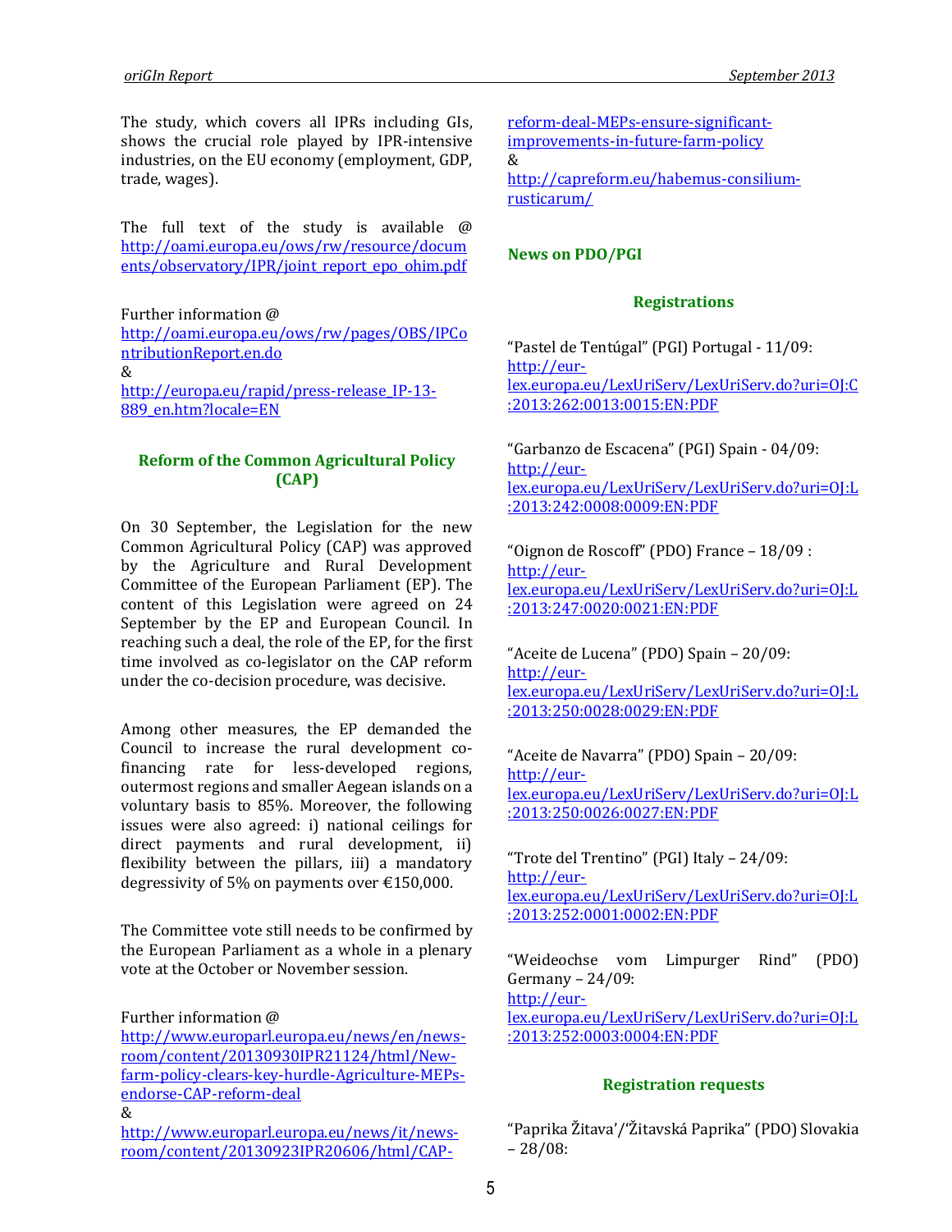The study, which covers all IPRs including GIs, shows the crucial role played by IPR-intensive industries, on the EU economy (employment, GDP, trade, wages).

The full text of the study is available @ http://oami.europa.eu/ows/rw/resource/documents/observatory/IPR/joint_report_epo_ohim.pdf

Further information @
http://oami.europa.eu/ows/rw/pages/OBS/IPContributionReport.en.do
&
http://europa.eu/rapid/press-release_IP-13-889_en.htm?locale=EN

### Reform of the Common Agricultural Policy (CAP)

On 30 September, the Legislation for the new Common Agricultural Policy (CAP) was approved by the Agriculture and Rural Development Committee of the European Parliament (EP). The content of this Legislation were agreed on 24 September by the EP and European Council. In reaching such a deal, the role of the EP, for the first time involved as co-legislator on the CAP reform under the co-decision procedure, was decisive.

Among other measures, the EP demanded the Council to increase the rural development co-financing rate for less-developed regions, outermost regions and smaller Aegean islands on a voluntary basis to 85%. Moreover, the following issues were also agreed: i) national ceilings for direct payments and rural development, ii) flexibility between the pillars, iii) a mandatory degressivity of 5% on payments over €150,000.

The Committee vote still needs to be confirmed by the European Parliament as a whole in a plenary vote at the October or November session.

Further information @
http://www.europarl.europa.eu/news/en/news-room/content/20130930IPR21124/html/New-farm-policy-clears-key-hurdle-Agriculture-MEPs-endorse-CAP-reform-deal
&
http://www.europarl.europa.eu/news/it/news-room/content/20130923IPR20606/html/CAP-reform-deal-MEPs-ensure-significant-improvements-in-future-farm-policy
&
http://capreform.eu/habemus-consilium-rusticarum/

### News on PDO/PGI

#### Registrations

"Pastel de Tentúgal" (PGI) Portugal - 11/09:
http://eur-lex.europa.eu/LexUriServ/LexUriServ.do?uri=OJ:C:2013:262:0013:0015:EN:PDF

"Garbanzo de Escacena" (PGI) Spain - 04/09:
http://eur-lex.europa.eu/LexUriServ/LexUriServ.do?uri=OJ:L:2013:242:0008:0009:EN:PDF

"Oignon de Roscoff" (PDO) France – 18/09 :
http://eur-lex.europa.eu/LexUriServ/LexUriServ.do?uri=OJ:L:2013:247:0020:0021:EN:PDF

"Aceite de Lucena" (PDO) Spain – 20/09:
http://eur-lex.europa.eu/LexUriServ/LexUriServ.do?uri=OJ:L:2013:250:0028:0029:EN:PDF

"Aceite de Navarra" (PDO) Spain – 20/09:
http://eur-lex.europa.eu/LexUriServ/LexUriServ.do?uri=OJ:L:2013:250:0026:0027:EN:PDF

"Trote del Trentino" (PGI) Italy – 24/09:
http://eur-lex.europa.eu/LexUriServ/LexUriServ.do?uri=OJ:L:2013:252:0001:0002:EN:PDF

"Weideochse vom Limpurger Rind" (PDO) Germany – 24/09:
http://eur-lex.europa.eu/LexUriServ/LexUriServ.do?uri=OJ:L:2013:252:0003:0004:EN:PDF

#### Registration requests

"Paprika Žitava'/"Žitavská Paprika" (PDO) Slovakia – 28/08: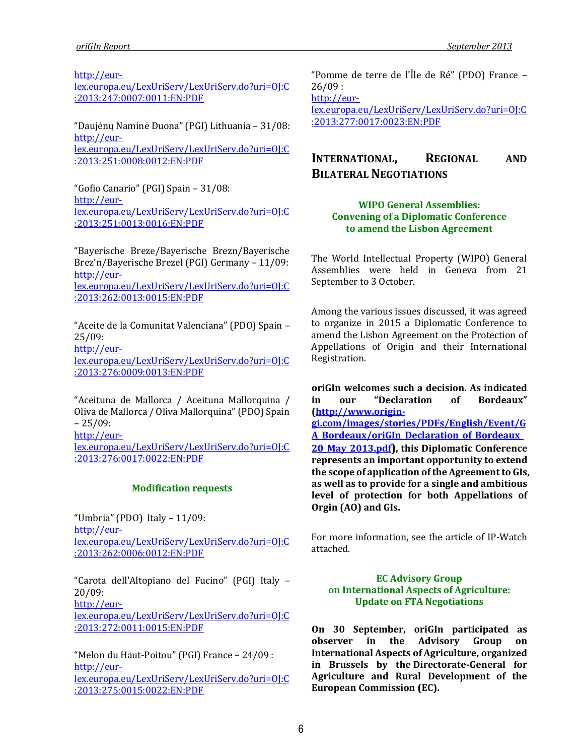http://eur-lex.europa.eu/LexUriServ/LexUriServ.do?uri=OJ:C:2013:247:0007:0011:EN:PDF

"Daujėnų Naminė Duona" (PGI) Lithuania – 31/08: http://eur-lex.europa.eu/LexUriServ/LexUriServ.do?uri=OJ:C:2013:251:0008:0012:EN:PDF

"Gofio Canario" (PGI) Spain – 31/08: http://eur-lex.europa.eu/LexUriServ/LexUriServ.do?uri=OJ:C:2013:251:0013:0016:EN:PDF

"Bayerische Breze/Bayerische Brezn/Bayerische Brez'n/Bayerische Brezel (PGI) Germany – 11/09: http://eur-lex.europa.eu/LexUriServ/LexUriServ.do?uri=OJ:C:2013:262:0013:0015:EN:PDF

"Aceite de la Comunitat Valenciana" (PDO) Spain – 25/09: http://eur-lex.europa.eu/LexUriServ/LexUriServ.do?uri=OJ:C:2013:276:0009:0013:EN:PDF

"Aceituna de Mallorca / Aceituna Mallorquina / Oliva de Mallorca / Oliva Mallorquina" (PDO) Spain – 25/09: http://eur-lex.europa.eu/LexUriServ/LexUriServ.do?uri=OJ:C:2013:276:0017:0022:EN:PDF

### Modification requests

"Umbria" (PDO) Italy – 11/09: http://eur-lex.europa.eu/LexUriServ/LexUriServ.do?uri=OJ:C:2013:262:0006:0012:EN:PDF

"Carota dell'Altopiano del Fucino" (PGI) Italy – 20/09: http://eur-lex.europa.eu/LexUriServ/LexUriServ.do?uri=OJ:C:2013:272:0011:0015:EN:PDF

"Melon du Haut-Poitou" (PGI) France – 24/09 : http://eur-lex.europa.eu/LexUriServ/LexUriServ.do?uri=OJ:C:2013:275:0015:0022:EN:PDF

"Pomme de terre de l'Île de Ré" (PDO) France – 26/09 : http://eur-lex.europa.eu/LexUriServ/LexUriServ.do?uri=OJ:C:2013:277:0017:0023:EN:PDF

## International, Regional and Bilateral Negotiations

### WIPO General Assemblies: Convening of a Diplomatic Conference to amend the Lisbon Agreement

The World Intellectual Property (WIPO) General Assemblies were held in Geneva from 21 September to 3 October.

Among the various issues discussed, it was agreed to organize in 2015 a Diplomatic Conference to amend the Lisbon Agreement on the Protection of Appellations of Origin and their International Registration.

**oriGIn welcomes such a decision. As indicated in our "Declaration of Bordeaux" (http://www.origin-gi.com/images/stories/PDFs/English/Event/GA_Bordeaux/oriGIn_Declaration_of_Bordeaux_20_May_2013.pdf), this Diplomatic Conference represents an important opportunity to extend the scope of application of the Agreement to GIs, as well as to provide for a single and ambitious level of protection for both Appellations of Orgin (AO) and GIs.**

For more information, see the article of IP-Watch attached.

### EC Advisory Group on International Aspects of Agriculture: Update on FTA Negotiations

**On 30 September, oriGIn participated as observer in the Advisory Group on International Aspects of Agriculture, organized in Brussels by the Directorate-General for Agriculture and Rural Development of the European Commission (EC).**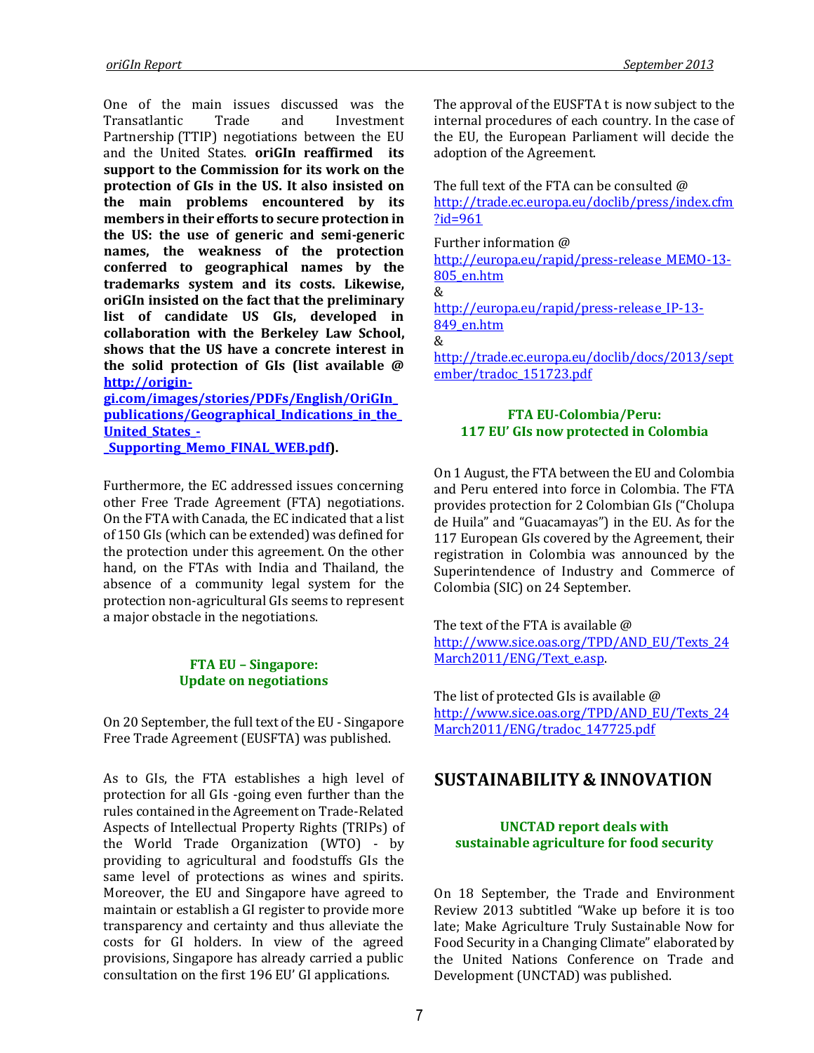One of the main issues discussed was the Transatlantic Trade and Investment Partnership (TTIP) negotiations between the EU and the United States. **oriGIn reaffirmed its support to the Commission for its work on the protection of GIs in the US. It also insisted on the main problems encountered by its members in their efforts to secure protection in the US: the use of generic and semi-generic names, the weakness of the protection conferred to geographical names by the trademarks system and its costs. Likewise, oriGIn insisted on the fact that the preliminary list of candidate US GIs, developed in collaboration with the Berkeley Law School, shows that the US have a concrete interest in the solid protection of GIs (list available @ [http://origin-gi.com/images/stories/PDFs/English/OriGIn_publications/Geographical_Indications_in_the_United_States_-_Supporting_Memo_FINAL_WEB.pdf](http://origin-gi.com/images/stories/PDFs/English/OriGIn_publications/Geographical_Indications_in_the_United_States_-_Supporting_Memo_FINAL_WEB.pdf)).**

Furthermore, the EC addressed issues concerning other Free Trade Agreement (FTA) negotiations. On the FTA with Canada, the EC indicated that a list of 150 GIs (which can be extended) was defined for the protection under this agreement. On the other hand, on the FTAs with India and Thailand, the absence of a community legal system for the protection non-agricultural GIs seems to represent a major obstacle in the negotiations.

### FTA EU – Singapore: Update on negotiations

On 20 September, the full text of the EU - Singapore Free Trade Agreement (EUSFTA) was published.

As to GIs, the FTA establishes a high level of protection for all GIs -going even further than the rules contained in the Agreement on Trade-Related Aspects of Intellectual Property Rights (TRIPs) of the World Trade Organization (WTO) - by providing to agricultural and foodstuffs GIs the same level of protections as wines and spirits. Moreover, the EU and Singapore have agreed to maintain or establish a GI register to provide more transparency and certainty and thus alleviate the costs for GI holders. In view of the agreed provisions, Singapore has already carried a public consultation on the first 196 EU' GI applications.

The approval of the EUSFTA t is now subject to the internal procedures of each country. In the case of the EU, the European Parliament will decide the adoption of the Agreement.

The full text of the FTA can be consulted @ [http://trade.ec.europa.eu/doclib/press/index.cfm?id=961](http://trade.ec.europa.eu/doclib/press/index.cfm?id=961)

Further information @
[http://europa.eu/rapid/press-release_MEMO-13-805_en.htm](http://europa.eu/rapid/press-release_MEMO-13-805_en.htm)
&
[http://europa.eu/rapid/press-release_IP-13-849_en.htm](http://europa.eu/rapid/press-release_IP-13-849_en.htm)
&
[http://trade.ec.europa.eu/doclib/docs/2013/september/tradoc_151723.pdf](http://trade.ec.europa.eu/doclib/docs/2013/september/tradoc_151723.pdf)

### FTA EU-Colombia/Peru: 117 EU' GIs now protected in Colombia

On 1 August, the FTA between the EU and Colombia and Peru entered into force in Colombia. The FTA provides protection for 2 Colombian GIs ("Cholupa de Huila" and "Guacamayas") in the EU. As for the 117 European GIs covered by the Agreement, their registration in Colombia was announced by the Superintendence of Industry and Commerce of Colombia (SIC) on 24 September.

The text of the FTA is available @ [http://www.sice.oas.org/TPD/AND_EU/Texts_24March2011/ENG/Text_e.asp](http://www.sice.oas.org/TPD/AND_EU/Texts_24March2011/ENG/Text_e.asp).

The list of protected GIs is available @ [http://www.sice.oas.org/TPD/AND_EU/Texts_24March2011/ENG/tradoc_147725.pdf](http://www.sice.oas.org/TPD/AND_EU/Texts_24March2011/ENG/tradoc_147725.pdf)

## SUSTAINABILITY & INNOVATION

### UNCTAD report deals with sustainable agriculture for food security

On 18 September, the Trade and Environment Review 2013 subtitled "Wake up before it is too late; Make Agriculture Truly Sustainable Now for Food Security in a Changing Climate" elaborated by the United Nations Conference on Trade and Development (UNCTAD) was published.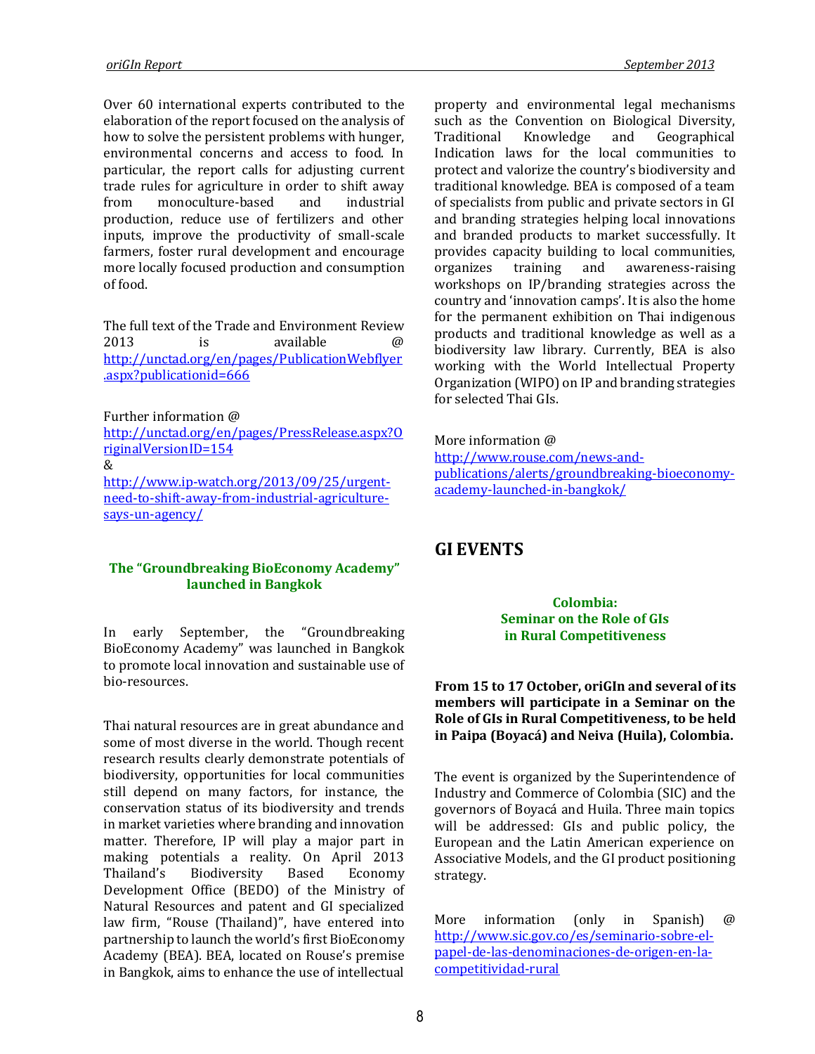Over 60 international experts contributed to the elaboration of the report focused on the analysis of how to solve the persistent problems with hunger, environmental concerns and access to food. In particular, the report calls for adjusting current trade rules for agriculture in order to shift away from monoculture-based and industrial production, reduce use of fertilizers and other inputs, improve the productivity of small-scale farmers, foster rural development and encourage more locally focused production and consumption of food.

The full text of the Trade and Environment Review 2013 is available @ http://unctad.org/en/pages/PublicationWebflyer.aspx?publicationid=666

Further information @ http://unctad.org/en/pages/PressRelease.aspx?OriginalVersionID=154
&
http://www.ip-watch.org/2013/09/25/urgent-need-to-shift-away-from-industrial-agriculture-says-un-agency/

### The "Groundbreaking BioEconomy Academy" launched in Bangkok

In early September, the "Groundbreaking BioEconomy Academy" was launched in Bangkok to promote local innovation and sustainable use of bio-resources.

Thai natural resources are in great abundance and some of most diverse in the world. Though recent research results clearly demonstrate potentials of biodiversity, opportunities for local communities still depend on many factors, for instance, the conservation status of its biodiversity and trends in market varieties where branding and innovation matter. Therefore, IP will play a major part in making potentials a reality. On April 2013 Thailand's Biodiversity Based Economy Development Office (BEDO) of the Ministry of Natural Resources and patent and GI specialized law firm, "Rouse (Thailand)", have entered into partnership to launch the world's first BioEconomy Academy (BEA). BEA, located on Rouse's premise in Bangkok, aims to enhance the use of intellectual property and environmental legal mechanisms such as the Convention on Biological Diversity, Traditional Knowledge and Geographical Indication laws for the local communities to protect and valorize the country's biodiversity and traditional knowledge. BEA is composed of a team of specialists from public and private sectors in GI and branding strategies helping local innovations and branded products to market successfully. It provides capacity building to local communities, organizes training and awareness-raising workshops on IP/branding strategies across the country and 'innovation camps'. It is also the home for the permanent exhibition on Thai indigenous products and traditional knowledge as well as a biodiversity law library. Currently, BEA is also working with the World Intellectual Property Organization (WIPO) on IP and branding strategies for selected Thai GIs.

More information @ http://www.rouse.com/news-and-publications/alerts/groundbreaking-bioeconomy-academy-launched-in-bangkok/

## GI EVENTS

### Colombia: Seminar on the Role of GIs in Rural Competitiveness

**From 15 to 17 October, oriGIn and several of its members will participate in a Seminar on the Role of GIs in Rural Competitiveness, to be held in Paipa (Boyacá) and Neiva (Huila), Colombia.**

The event is organized by the Superintendence of Industry and Commerce of Colombia (SIC) and the governors of Boyacá and Huila. Three main topics will be addressed: GIs and public policy, the European and the Latin American experience on Associative Models, and the GI product positioning strategy.

More information (only in Spanish) @ http://www.sic.gov.co/es/seminario-sobre-el-papel-de-las-denominaciones-de-origen-en-la-competitividad-rural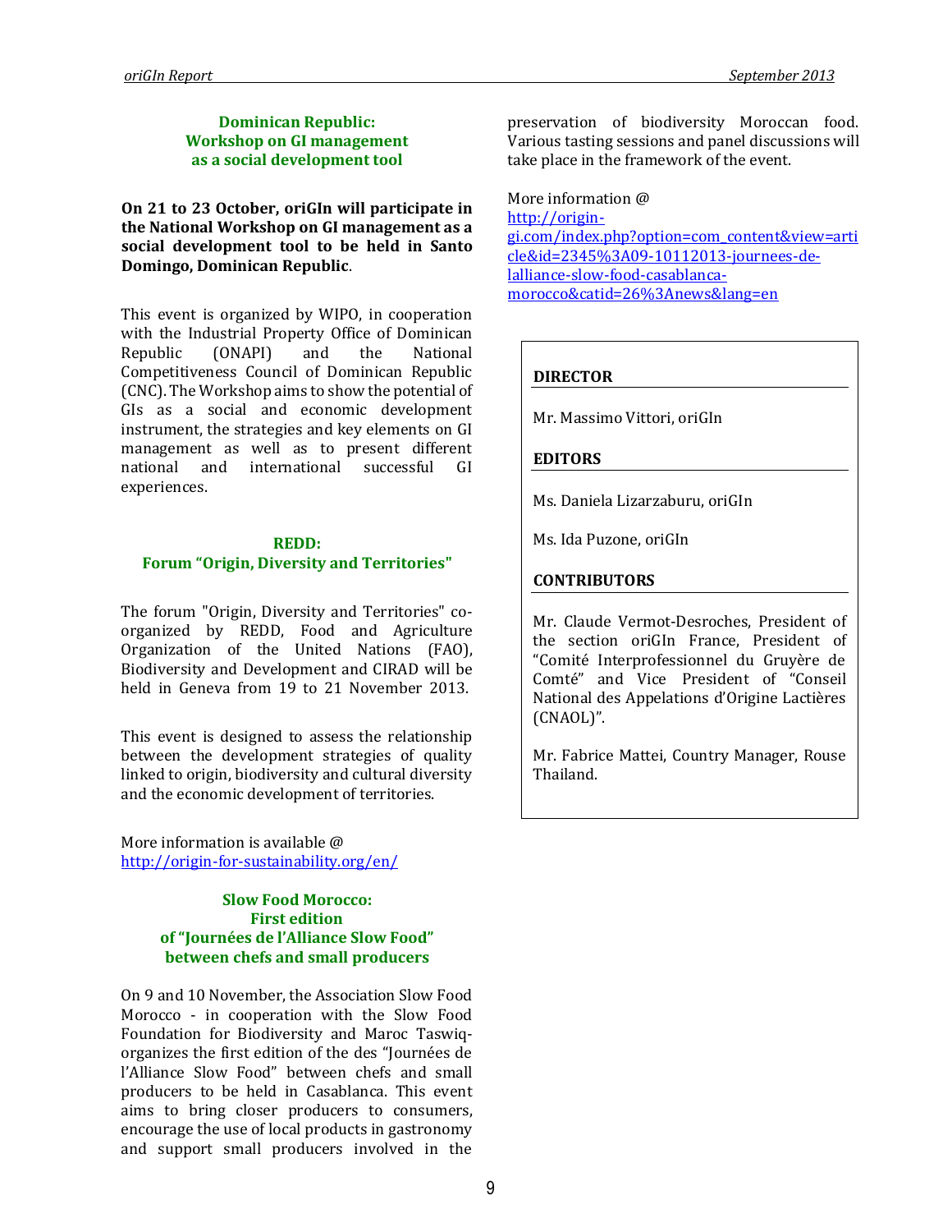### Dominican Republic: Workshop on GI management as a social development tool

**On 21 to 23 October, oriGIn will participate in the National Workshop on GI management as a social development tool to be held in Santo Domingo, Dominican Republic**.

This event is organized by WIPO, in cooperation with the Industrial Property Office of Dominican Republic (ONAPI) and the National Competitiveness Council of Dominican Republic (CNC). The Workshop aims to show the potential of GIs as a social and economic development instrument, the strategies and key elements on GI management as well as to present different national and international successful GI experiences.

### REDD: Forum "Origin, Diversity and Territories"

The forum "Origin, Diversity and Territories" co-organized by REDD, Food and Agriculture Organization of the United Nations (FAO), Biodiversity and Development and CIRAD will be held in Geneva from 19 to 21 November 2013.

This event is designed to assess the relationship between the development strategies of quality linked to origin, biodiversity and cultural diversity and the economic development of territories.

More information is available @ [http://origin-for-sustainability.org/en/](http://origin-for-sustainability.org/en/)

### Slow Food Morocco: First edition of "Journées de l'Alliance Slow Food" between chefs and small producers

On 9 and 10 November, the Association Slow Food Morocco - in cooperation with the Slow Food Foundation for Biodiversity and Maroc Taswiq- organizes the first edition of the des "Journées de l'Alliance Slow Food" between chefs and small producers to be held in Casablanca. This event aims to bring closer producers to consumers, encourage the use of local products in gastronomy and support small producers involved in the preservation of biodiversity Moroccan food. Various tasting sessions and panel discussions will take place in the framework of the event.

More information @ [http://origin-gi.com/index.php?option=com_content&view=article&id=2345%3A09-10112013-journees-de-lalliance-slow-food-casablanca-morocco&catid=26%3Anews&lang=en](http://origin-gi.com/index.php?option=com_content&view=article&id=2345%3A09-10112013-journees-de-lalliance-slow-food-casablanca-morocco&catid=26%3Anews&lang=en)

---

**DIRECTOR**

Mr. Massimo Vittori, oriGIn

**EDITORS**

Ms. Daniela Lizarzaburu, oriGIn

Ms. Ida Puzone, oriGIn

**CONTRIBUTORS**

Mr. Claude Vermot-Desroches, President of the section oriGIn France, President of "Comité Interprofessionnel du Gruyère de Comté" and Vice President of "Conseil National des Appelations d'Origine Lactières (CNAOL)".

Mr. Fabrice Mattei, Country Manager, Rouse Thailand.